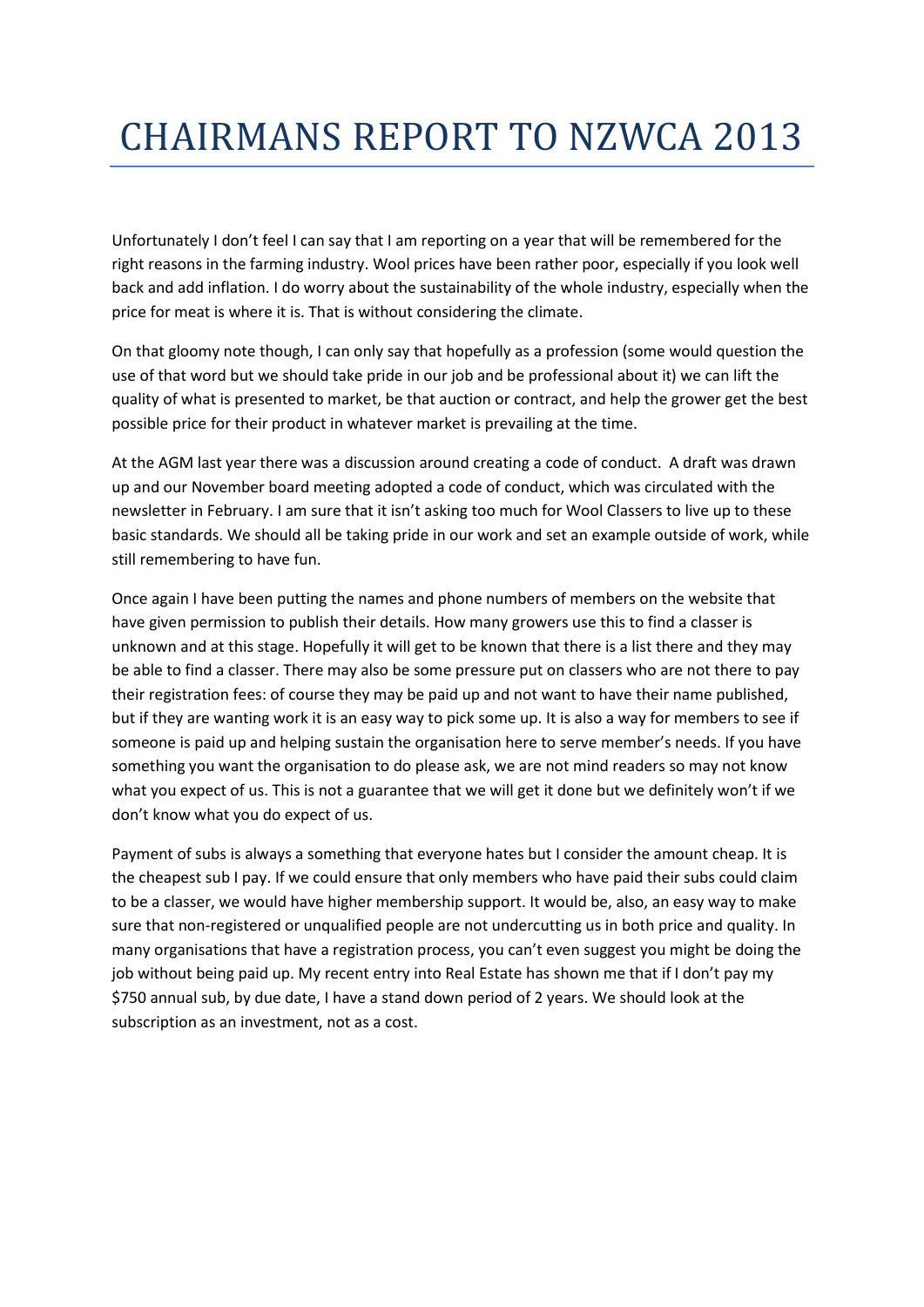# CHAIRMANS REPORT TO NZWCA 2013

Unfortunately I don't feel I can say that I am reporting on a year that will be remembered for the right reasons in the farming industry. Wool prices have been rather poor, especially if you look well back and add inflation. I do worry about the sustainability of the whole industry, especially when the price for meat is where it is. That is without considering the climate.

On that gloomy note though, I can only say that hopefully as a profession (some would question the use of that word but we should take pride in our job and be professional about it) we can lift the quality of what is presented to market, be that auction or contract, and help the grower get the best possible price for their product in whatever market is prevailing at the time.

At the AGM last year there was a discussion around creating a code of conduct. A draft was drawn up and our November board meeting adopted a code of conduct, which was circulated with the newsletter in February. I am sure that it isn't asking too much for Wool Classers to live up to these basic standards. We should all be taking pride in our work and set an example outside of work, while still remembering to have fun.

Once again I have been putting the names and phone numbers of members on the website that have given permission to publish their details. How many growers use this to find a classer is unknown and at this stage. Hopefully it will get to be known that there is a list there and they may be able to find a classer. There may also be some pressure put on classers who are not there to pay their registration fees: of course they may be paid up and not want to have their name published, but if they are wanting work it is an easy way to pick some up. It is also a way for members to see if someone is paid up and helping sustain the organisation here to serve member's needs. If you have something you want the organisation to do please ask, we are not mind readers so may not know what you expect of us. This is not a guarantee that we will get it done but we definitely won't if we don't know what you do expect of us.

Payment of subs is always a something that everyone hates but I consider the amount cheap. It is the cheapest sub I pay. If we could ensure that only members who have paid their subs could claim to be a classer, we would have higher membership support. It would be, also, an easy way to make sure that non-registered or unqualified people are not undercutting us in both price and quality. In many organisations that have a registration process, you can't even suggest you might be doing the job without being paid up. My recent entry into Real Estate has shown me that if I don't pay my $750 annual sub, by due date, I have a stand down period of 2 years. We should look at the subscription as an investment, not as a cost.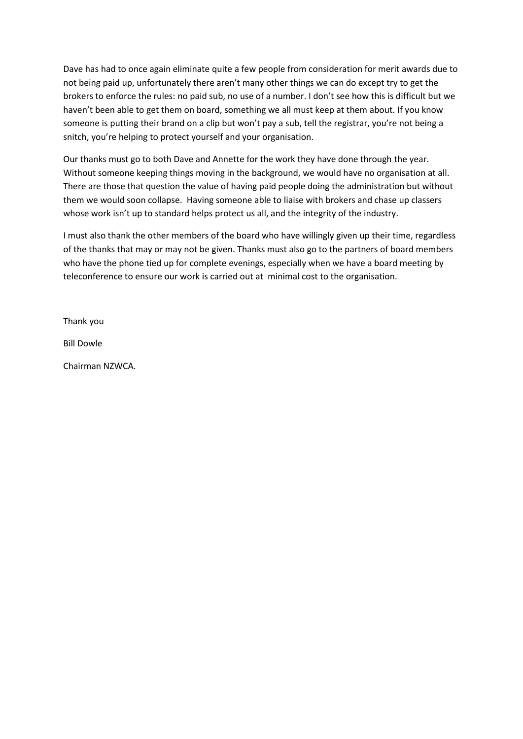Dave has had to once again eliminate quite a few people from consideration for merit awards due to not being paid up, unfortunately there aren't many other things we can do except try to get the brokers to enforce the rules: no paid sub, no use of a number. I don't see how this is difficult but we haven't been able to get them on board, something we all must keep at them about. If you know someone is putting their brand on a clip but won't pay a sub, tell the registrar, you're not being a snitch, you're helping to protect yourself and your organisation.

Our thanks must go to both Dave and Annette for the work they have done through the year. Without someone keeping things moving in the background, we would have no organisation at all. There are those that question the value of having paid people doing the administration but without them we would soon collapse. Having someone able to liaise with brokers and chase up classers whose work isn't up to standard helps protect us all, and the integrity of the industry.

I must also thank the other members of the board who have willingly given up their time, regardless of the thanks that may or may not be given. Thanks must also go to the partners of board members who have the phone tied up for complete evenings, especially when we have a board meeting by teleconference to ensure our work is carried out at minimal cost to the organisation.

Thank you

Bill Dowle

Chairman NZWCA.